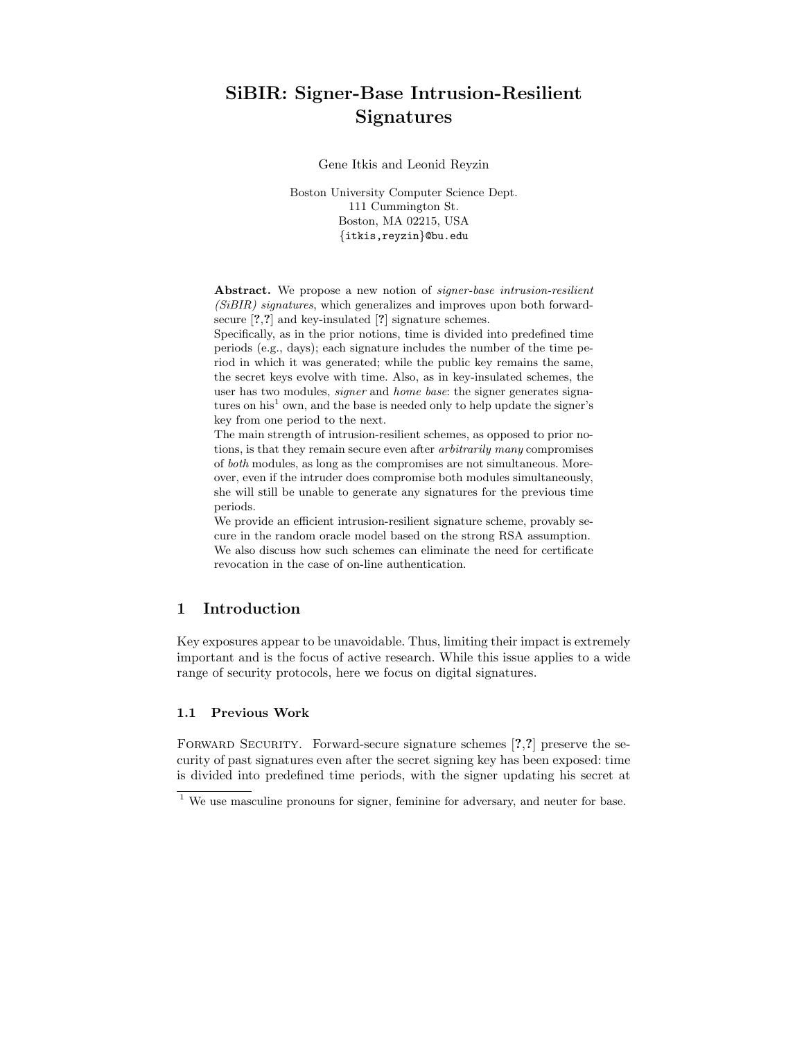# SiBIR: Signer-Base Intrusion-Resilient Signatures

Gene Itkis and Leonid Reyzin

Boston University Computer Science Dept.
111 Cummington St.
Boston, MA 02215, USA
{itkis,reyzin}@bu.edu

**Abstract.** We propose a new notion of *signer-base intrusion-resilient (SiBIR) signatures*, which generalizes and improves upon both forward-secure [?,?] and key-insulated [?] signature schemes.
Specifically, as in the prior notions, time is divided into predefined time periods (e.g., days); each signature includes the number of the time period in which it was generated; while the public key remains the same, the secret keys evolve with time. Also, as in key-insulated schemes, the user has two modules, *signer* and *home base*: the signer generates signatures on his[1] own, and the base is needed only to help update the signer's key from one period to the next.
The main strength of intrusion-resilient schemes, as opposed to prior notions, is that they remain secure even after *arbitrarily many* compromises of *both* modules, as long as the compromises are not simultaneous. Moreover, even if the intruder does compromise both modules simultaneously, she will still be unable to generate any signatures for the previous time periods.
We provide an efficient intrusion-resilient signature scheme, provably secure in the random oracle model based on the strong RSA assumption. We also discuss how such schemes can eliminate the need for certificate revocation in the case of on-line authentication.

## 1 Introduction

Key exposures appear to be unavoidable. Thus, limiting their impact is extremely important and is the focus of active research. While this issue applies to a wide range of security protocols, here we focus on digital signatures.

### 1.1 Previous Work

FORWARD SECURITY. Forward-secure signature schemes [?,?] preserve the security of past signatures even after the secret signing key has been exposed: time is divided into predefined time periods, with the signer updating his secret at

[1] We use masculine pronouns for signer, feminine for adversary, and neuter for base.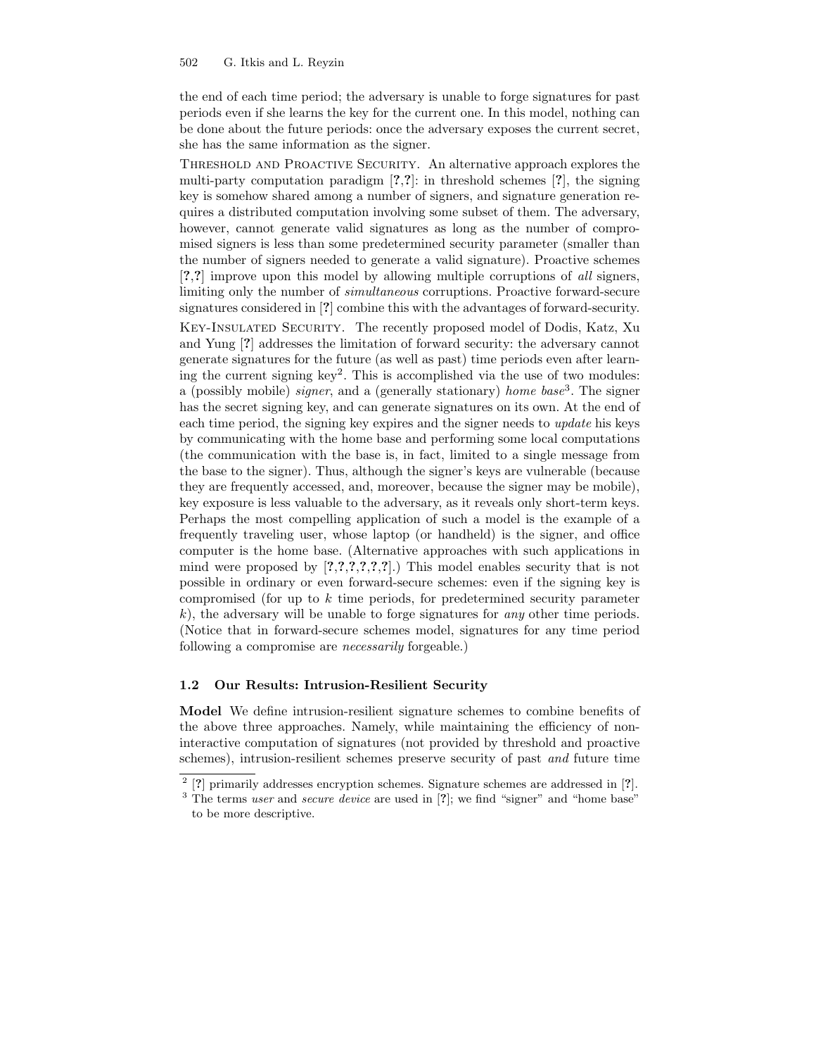the end of each time period; the adversary is unable to forge signatures for past periods even if she learns the key for the current one. In this model, nothing can be done about the future periods: once the adversary exposes the current secret, she has the same information as the signer.

Threshold and Proactive Security. An alternative approach explores the multi-party computation paradigm [**?**,**?**]: in threshold schemes [**?**], the signing key is somehow shared among a number of signers, and signature generation requires a distributed computation involving some subset of them. The adversary, however, cannot generate valid signatures as long as the number of compromised signers is less than some predetermined security parameter (smaller than the number of signers needed to generate a valid signature). Proactive schemes [**?**,**?**] improve upon this model by allowing multiple corruptions of *all* signers, limiting only the number of *simultaneous* corruptions. Proactive forward-secure signatures considered in [**?**] combine this with the advantages of forward-security.

Key-Insulated Security. The recently proposed model of Dodis, Katz, Xu and Yung [**?**] addresses the limitation of forward security: the adversary cannot generate signatures for the future (as well as past) time periods even after learning the current signing key[2]. This is accomplished via the use of two modules: a (possibly mobile) *signer*, and a (generally stationary) *home base*[3]. The signer has the secret signing key, and can generate signatures on its own. At the end of each time period, the signing key expires and the signer needs to *update* his keys by communicating with the home base and performing some local computations (the communication with the base is, in fact, limited to a single message from the base to the signer). Thus, although the signer's keys are vulnerable (because they are frequently accessed, and, moreover, because the signer may be mobile), key exposure is less valuable to the adversary, as it reveals only short-term keys. Perhaps the most compelling application of such a model is the example of a frequently traveling user, whose laptop (or handheld) is the signer, and office computer is the home base. (Alternative approaches with such applications in mind were proposed by [**?**,**?**,**?**,**?**,**?**,**?**].) This model enables security that is not possible in ordinary or even forward-secure schemes: even if the signing key is compromised (for up to $k$ time periods, for predetermined security parameter $k$), the adversary will be unable to forge signatures for *any* other time periods. (Notice that in forward-secure schemes model, signatures for any time period following a compromise are *necessarily* forgeable.)

### 1.2 Our Results: Intrusion-Resilient Security

**Model** We define intrusion-resilient signature schemes to combine benefits of the above three approaches. Namely, while maintaining the efficiency of non-interactive computation of signatures (not provided by threshold and proactive schemes), intrusion-resilient schemes preserve security of past *and* future time

[2] [**?**] primarily addresses encryption schemes. Signature schemes are addressed in [**?**].

[3] The terms *user* and *secure device* are used in [**?**]; we find "signer" and "home base" to be more descriptive.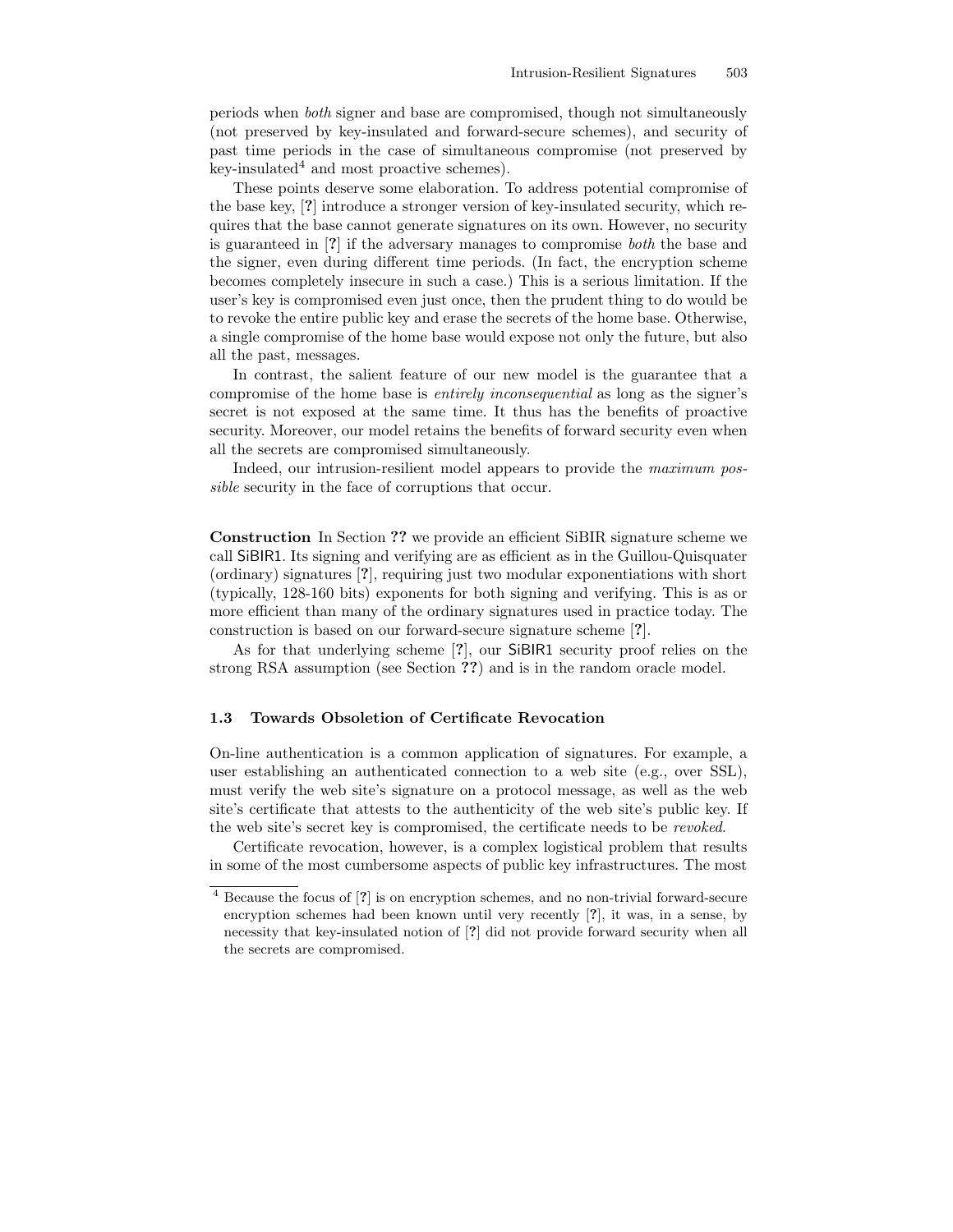periods when *both* signer and base are compromised, though not simultaneously (not preserved by key-insulated and forward-secure schemes), and security of past time periods in the case of simultaneous compromise (not preserved by key-insulated[4] and most proactive schemes).

These points deserve some elaboration. To address potential compromise of the base key, [?] introduce a stronger version of key-insulated security, which requires that the base cannot generate signatures on its own. However, no security is guaranteed in [?] if the adversary manages to compromise *both* the base and the signer, even during different time periods. (In fact, the encryption scheme becomes completely insecure in such a case.) This is a serious limitation. If the user's key is compromised even just once, then the prudent thing to do would be to revoke the entire public key and erase the secrets of the home base. Otherwise, a single compromise of the home base would expose not only the future, but also all the past, messages.

In contrast, the salient feature of our new model is the guarantee that a compromise of the home base is *entirely inconsequential* as long as the signer's secret is not exposed at the same time. It thus has the benefits of proactive security. Moreover, our model retains the benefits of forward security even when all the secrets are compromised simultaneously.

Indeed, our intrusion-resilient model appears to provide the *maximum possible* security in the face of corruptions that occur.

**Construction** In Section **??** we provide an efficient SiBIR signature scheme we call SiBIR1. Its signing and verifying are as efficient as in the Guillou-Quisquater (ordinary) signatures [?], requiring just two modular exponentiations with short (typically, 128-160 bits) exponents for both signing and verifying. This is as or more efficient than many of the ordinary signatures used in practice today. The construction is based on our forward-secure signature scheme [?].

As for that underlying scheme [?], our SiBIR1 security proof relies on the strong RSA assumption (see Section **??**) and is in the random oracle model.

### 1.3 Towards Obsoletion of Certificate Revocation

On-line authentication is a common application of signatures. For example, a user establishing an authenticated connection to a web site (e.g., over SSL), must verify the web site's signature on a protocol message, as well as the web site's certificate that attests to the authenticity of the web site's public key. If the web site's secret key is compromised, the certificate needs to be *revoked*.

Certificate revocation, however, is a complex logistical problem that results in some of the most cumbersome aspects of public key infrastructures. The most

[4] Because the focus of [?] is on encryption schemes, and no non-trivial forward-secure encryption schemes had been known until very recently [?], it was, in a sense, by necessity that key-insulated notion of [?] did not provide forward security when all the secrets are compromised.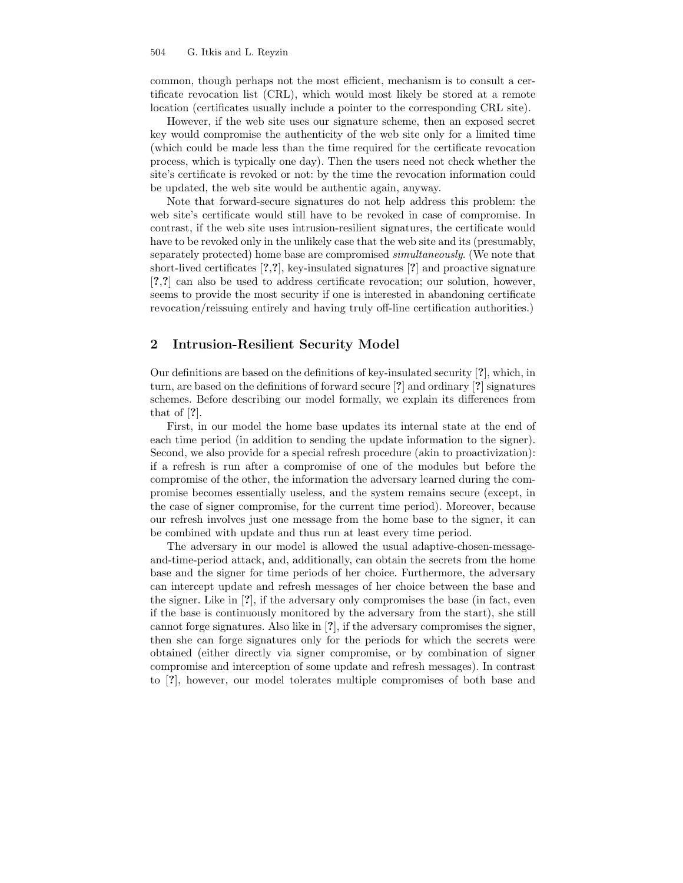common, though perhaps not the most efficient, mechanism is to consult a certificate revocation list (CRL), which would most likely be stored at a remote location (certificates usually include a pointer to the corresponding CRL site).

However, if the web site uses our signature scheme, then an exposed secret key would compromise the authenticity of the web site only for a limited time (which could be made less than the time required for the certificate revocation process, which is typically one day). Then the users need not check whether the site's certificate is revoked or not: by the time the revocation information could be updated, the web site would be authentic again, anyway.

Note that forward-secure signatures do not help address this problem: the web site's certificate would still have to be revoked in case of compromise. In contrast, if the web site uses intrusion-resilient signatures, the certificate would have to be revoked only in the unlikely case that the web site and its (presumably, separately protected) home base are compromised *simultaneously*. (We note that short-lived certificates [?,?], key-insulated signatures [?] and proactive signature [?,?] can also be used to address certificate revocation; our solution, however, seems to provide the most security if one is interested in abandoning certificate revocation/reissuing entirely and having truly off-line certification authorities.)

## 2 Intrusion-Resilient Security Model

Our definitions are based on the definitions of key-insulated security [?], which, in turn, are based on the definitions of forward secure [?] and ordinary [?] signatures schemes. Before describing our model formally, we explain its differences from that of [?].

First, in our model the home base updates its internal state at the end of each time period (in addition to sending the update information to the signer). Second, we also provide for a special refresh procedure (akin to proactivization): if a refresh is run after a compromise of one of the modules but before the compromise of the other, the information the adversary learned during the compromise becomes essentially useless, and the system remains secure (except, in the case of signer compromise, for the current time period). Moreover, because our refresh involves just one message from the home base to the signer, it can be combined with update and thus run at least every time period.

The adversary in our model is allowed the usual adaptive-chosen-message-and-time-period attack, and, additionally, can obtain the secrets from the home base and the signer for time periods of her choice. Furthermore, the adversary can intercept update and refresh messages of her choice between the base and the signer. Like in [?], if the adversary only compromises the base (in fact, even if the base is continuously monitored by the adversary from the start), she still cannot forge signatures. Also like in [?], if the adversary compromises the signer, then she can forge signatures only for the periods for which the secrets were obtained (either directly via signer compromise, or by combination of signer compromise and interception of some update and refresh messages). In contrast to [?], however, our model tolerates multiple compromises of both base and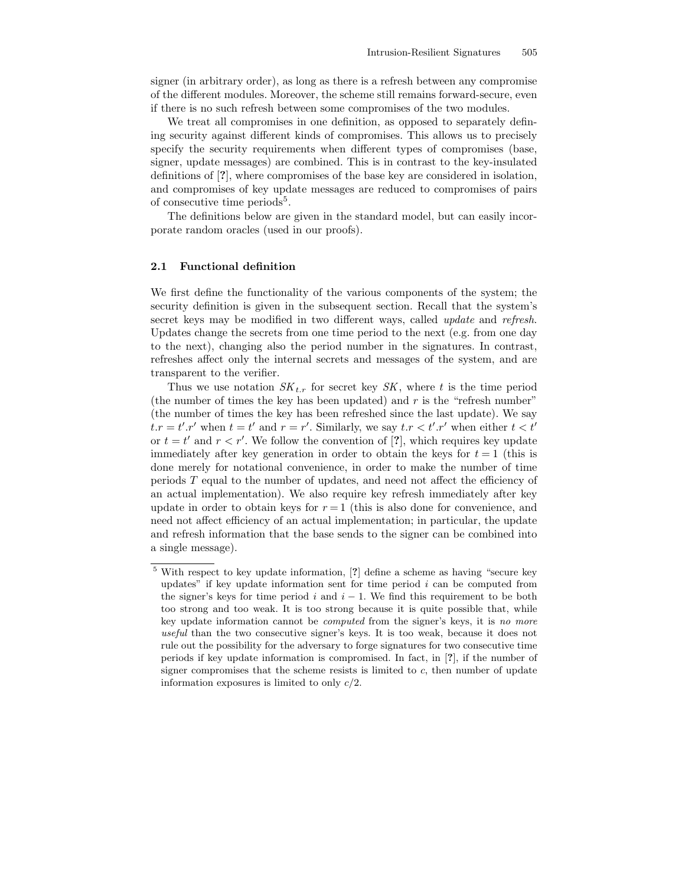signer (in arbitrary order), as long as there is a refresh between any compromise of the different modules. Moreover, the scheme still remains forward-secure, even if there is no such refresh between some compromises of the two modules.

We treat all compromises in one definition, as opposed to separately defining security against different kinds of compromises. This allows us to precisely specify the security requirements when different types of compromises (base, signer, update messages) are combined. This is in contrast to the key-insulated definitions of [?], where compromises of the base key are considered in isolation, and compromises of key update messages are reduced to compromises of pairs of consecutive time periods[5].

The definitions below are given in the standard model, but can easily incorporate random oracles (used in our proofs).

### 2.1 Functional definition

We first define the functionality of the various components of the system; the security definition is given in the subsequent section. Recall that the system's secret keys may be modified in two different ways, called *update* and *refresh*. Updates change the secrets from one time period to the next (e.g. from one day to the next), changing also the period number in the signatures. In contrast, refreshes affect only the internal secrets and messages of the system, and are transparent to the verifier.

Thus we use notation $SK_{t.r}$ for secret key $SK$, where $t$ is the time period (the number of times the key has been updated) and $r$ is the "refresh number" (the number of times the key has been refreshed since the last update). We say $t.r = t'.r'$ when $t = t'$ and $r = r'$. Similarly, we say $t.r < t'.r'$ when either $t < t'$ or $t = t'$ and $r < r'$. We follow the convention of [?], which requires key update immediately after key generation in order to obtain the keys for $t = 1$ (this is done merely for notational convenience, in order to make the number of time periods $T$ equal to the number of updates, and need not affect the efficiency of an actual implementation). We also require key refresh immediately after key update in order to obtain keys for $r = 1$ (this is also done for convenience, and need not affect efficiency of an actual implementation; in particular, the update and refresh information that the base sends to the signer can be combined into a single message).

[5] With respect to key update information, [?] define a scheme as having "secure key updates" if key update information sent for time period $i$ can be computed from the signer's keys for time period $i$ and $i-1$. We find this requirement to be both too strong and too weak. It is too strong because it is quite possible that, while key update information cannot be *computed* from the signer's keys, it is *no more useful* than the two consecutive signer's keys. It is too weak, because it does not rule out the possibility for the adversary to forge signatures for two consecutive time periods if key update information is compromised. In fact, in [?], if the number of signer compromises that the scheme resists is limited to $c$, then number of update information exposures is limited to only $c/2$.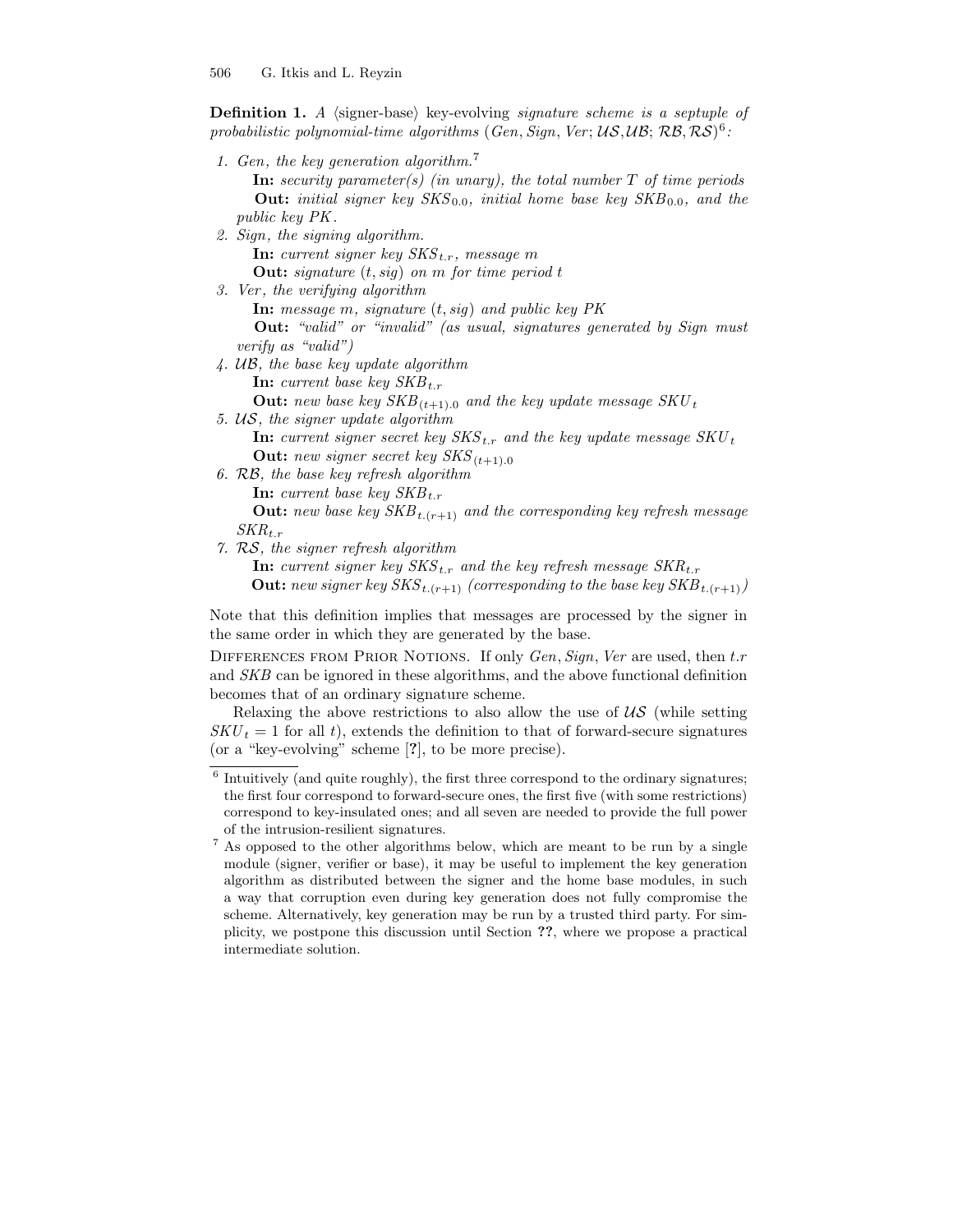**Definition 1.** *A* ⟨signer-base⟩ key-evolving *signature scheme is a septuple of probabilistic polynomial-time algorithms* ($Gen, Sign, Ver; \mathcal{US}, \mathcal{UB}; \mathcal{RB}, \mathcal{RS}$)[6]*:*

1. *Gen, the key generation algorithm.*[7]
   **In:** *security parameter(s) (in unary), the total number $T$ of time periods*
   **Out:** *initial signer key $SKS_{0.0}$, initial home base key $SKB_{0.0}$, and the public key $PK$.*
2. *Sign, the signing algorithm.*
   **In:** *current signer key $SKS_{t.r}$, message $m$*
   **Out:** *signature $(t, sig)$ on $m$ for time period $t$*
3. *Ver, the verifying algorithm*
   **In:** *message $m$, signature $(t, sig)$ and public key $PK$*
   **Out:** *"valid" or "invalid" (as usual, signatures generated by Sign must verify as "valid")*
4. *$\mathcal{UB}$, the base key update algorithm*
   **In:** *current base key $SKB_{t.r}$*
   **Out:** *new base key $SKB_{(t+1).0}$ and the key update message $SKU_t$*
5. *$\mathcal{US}$, the signer update algorithm*
   **In:** *current signer secret key $SKS_{t.r}$ and the key update message $SKU_t$*
   **Out:** *new signer secret key $SKS_{(t+1).0}$*
6. *$\mathcal{RB}$, the base key refresh algorithm*
   **In:** *current base key $SKB_{t.r}$*
   **Out:** *new base key $SKB_{t.(r+1)}$ and the corresponding key refresh message $SKR_{t.r}$*
7. *$\mathcal{RS}$, the signer refresh algorithm*
   **In:** *current signer key $SKS_{t.r}$ and the key refresh message $SKR_{t.r}$*
   **Out:** *new signer key $SKS_{t.(r+1)}$ (corresponding to the base key $SKB_{t.(r+1)}$)*

Note that this definition implies that messages are processed by the signer in the same order in which they are generated by the base.

Differences from Prior Notions. If only *Gen*, *Sign*, *Ver* are used, then $t.r$ and *SKB* can be ignored in these algorithms, and the above functional definition becomes that of an ordinary signature scheme.

Relaxing the above restrictions to also allow the use of $\mathcal{US}$ (while setting $SKU_t = 1$ for all $t$), extends the definition to that of forward-secure signatures (or a "key-evolving" scheme [?], to be more precise).

[6] Intuitively (and quite roughly), the first three correspond to the ordinary signatures; the first four correspond to forward-secure ones, the first five (with some restrictions) correspond to key-insulated ones; and all seven are needed to provide the full power of the intrusion-resilient signatures.

[7] As opposed to the other algorithms below, which are meant to be run by a single module (signer, verifier or base), it may be useful to implement the key generation algorithm as distributed between the signer and the home base modules, in such a way that corruption even during key generation does not fully compromise the scheme. Alternatively, key generation may be run by a trusted third party. For simplicity, we postpone this discussion until Section **??**, where we propose a practical intermediate solution.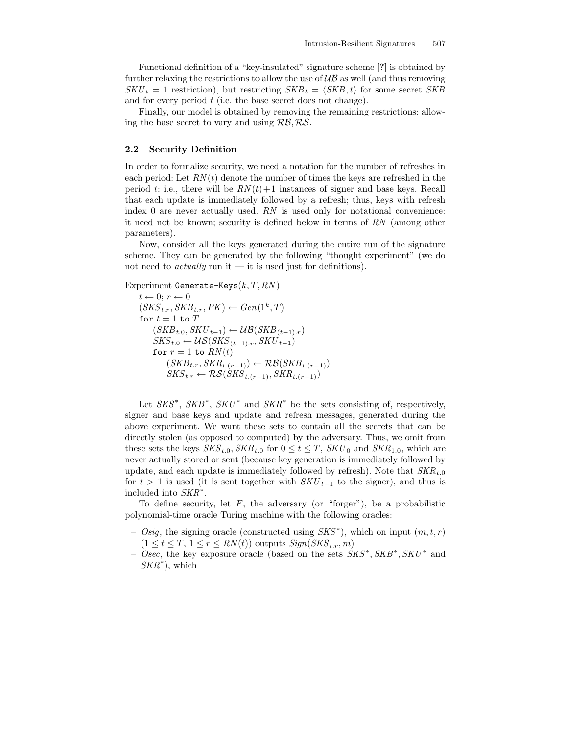Functional definition of a "key-insulated" signature scheme [?] is obtained by further relaxing the restrictions to allow the use of $\mathcal{UB}$ as well (and thus removing $SKU_t = 1$ restriction), but restricting $SKB_t = \langle SKB, t\rangle$ for some secret $SKB$ and for every period $t$ (i.e. the base secret does not change).

Finally, our model is obtained by removing the remaining restrictions: allowing the base secret to vary and using $\mathcal{RB}, \mathcal{RS}$.

### 2.2 Security Definition

In order to formalize security, we need a notation for the number of refreshes in each period: Let $RN(t)$ denote the number of times the keys are refreshed in the period $t$: i.e., there will be $RN(t)+1$ instances of signer and base keys. Recall that each update is immediately followed by a refresh; thus, keys with refresh index 0 are never actually used. $RN$ is used only for notational convenience: it need not be known; security is defined below in terms of $RN$ (among other parameters).

Now, consider all the keys generated during the entire run of the signature scheme. They can be generated by the following "thought experiment" (we do not need to *actually* run it — it is used just for definitions).

Experiment Generate-Keys$(k, T, RN)$
- $t \leftarrow 0$; $r \leftarrow 0$
- $(SKS_{t.r}, SKB_{t.r}, PK) \leftarrow Gen(1^k, T)$
- for $t = 1$ to $T$
  - $(SKB_{t.0}, SKU_{t-1}) \leftarrow \mathcal{UB}(SKB_{(t-1).r})$
  - $SKS_{t.0} \leftarrow \mathcal{US}(SKS_{(t-1).r}, SKU_{t-1})$
  - for $r = 1$ to $RN(t)$
    - $(SKB_{t.r}, SKR_{t.(r-1)}) \leftarrow \mathcal{RB}(SKB_{t.(r-1)})$
    - $SKS_{t.r} \leftarrow \mathcal{RS}(SKS_{t.(r-1)}, SKR_{t.(r-1)})$

Let $SKS^*$, $SKB^*$, $SKU^*$ and $SKR^*$ be the sets consisting of, respectively, signer and base keys and update and refresh messages, generated during the above experiment. We want these sets to contain all the secrets that can be directly stolen (as opposed to computed) by the adversary. Thus, we omit from these sets the keys $SKS_{t.0}, SKB_{t.0}$ for $0 \le t \le T$, $SKU_0$ and $SKR_{1.0}$, which are never actually stored or sent (because key generation is immediately followed by update, and each update is immediately followed by refresh). Note that $SKR_{t.0}$ for $t > 1$ is used (it is sent together with $SKU_{t-1}$ to the signer), and thus is included into $SKR^*$.

To define security, let $F$, the adversary (or "forger"), be a probabilistic polynomial-time oracle Turing machine with the following oracles:

- *Osig*, the signing oracle (constructed using $SKS^*$), which on input $(m, t, r)$ $(1 \le t \le T, 1 \le r \le RN(t))$ outputs $Sign(SKS_{t.r}, m)$
- *Osec*, the key exposure oracle (based on the sets $SKS^*, SKB^*, SKU^*$ and $SKR^*$), which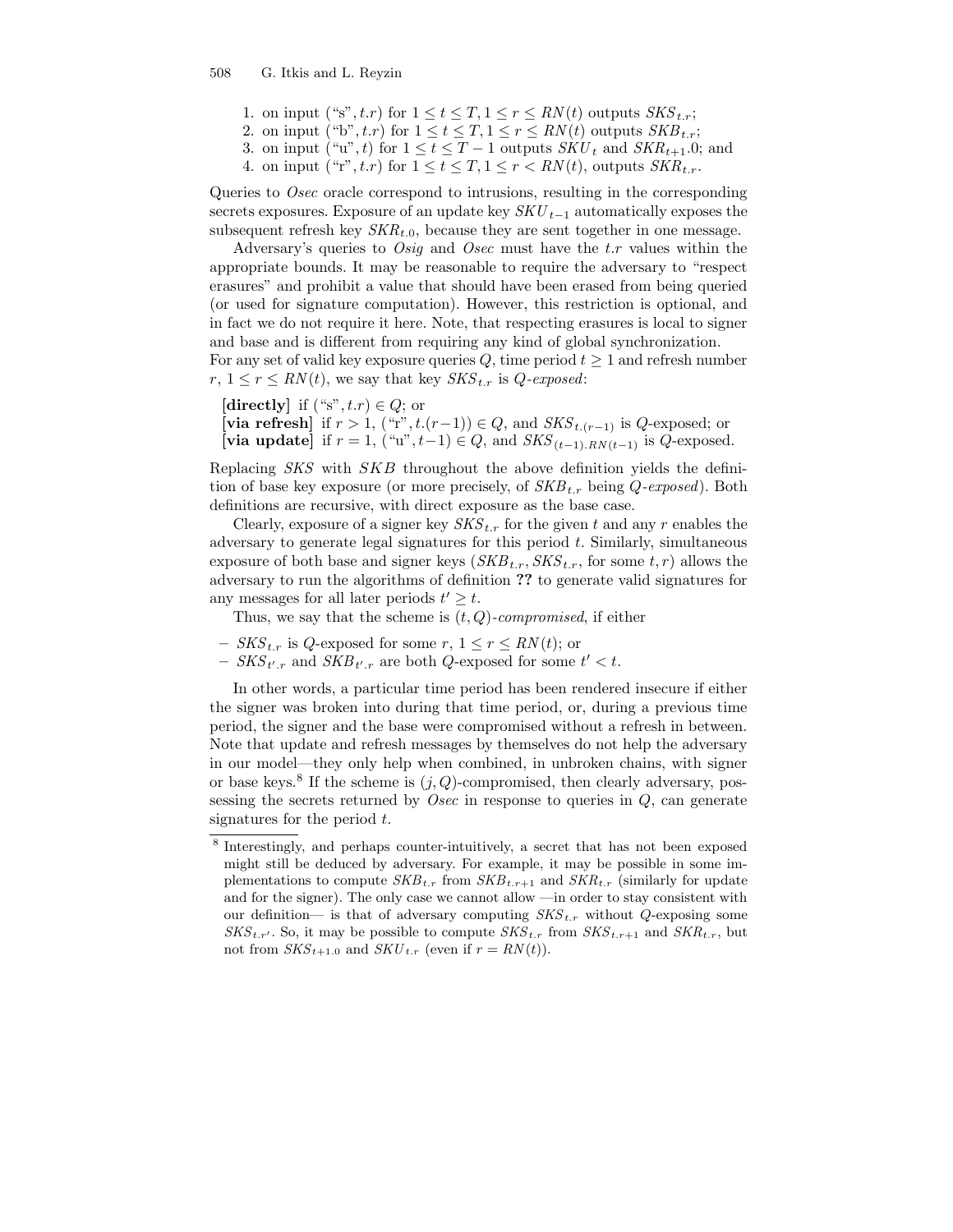1. on input ("s", $t.r$) for $1 \leq t \leq T, 1 \leq r \leq RN(t)$ outputs $SKS_{t.r}$;
2. on input ("b", $t.r$) for $1 \leq t \leq T, 1 \leq r \leq RN(t)$ outputs $SKB_{t.r}$;
3. on input ("u", $t$) for $1 \leq t \leq T-1$ outputs $SKU_t$ and $SKR_{t+1}.0$; and
4. on input ("r", $t.r$) for $1 \leq t \leq T, 1 \leq r < RN(t)$, outputs $SKR_{t.r}$.

Queries to *Osec* oracle correspond to intrusions, resulting in the corresponding secrets exposures. Exposure of an update key $SKU_{t-1}$ automatically exposes the subsequent refresh key $SKR_{t.0}$, because they are sent together in one message.

Adversary's queries to *Osig* and *Osec* must have the $t.r$ values within the appropriate bounds. It may be reasonable to require the adversary to "respect erasures" and prohibit a value that should have been erased from being queried (or used for signature computation). However, this restriction is optional, and in fact we do not require it here. Note, that respecting erasures is local to signer and base and is different from requiring any kind of global synchronization.

For any set of valid key exposure queries $Q$, time period $t \geq 1$ and refresh number $r$, $1 \leq r \leq RN(t)$, we say that key $SKS_{t.r}$ is *Q-exposed*:

**[directly]** if ("s", $t.r$) $\in Q$; or
**[via refresh]** if $r > 1$, ("r", $t.(r-1)$) $\in Q$, and $SKS_{t.(r-1)}$ is $Q$-exposed; or
**[via update]** if $r = 1$, ("u", $t-1$) $\in Q$, and $SKS_{(t-1).RN(t-1)}$ is $Q$-exposed.

Replacing $SKS$ with $SKB$ throughout the above definition yields the definition of base key exposure (or more precisely, of $SKB_{t.r}$ being *Q-exposed*). Both definitions are recursive, with direct exposure as the base case.

Clearly, exposure of a signer key $SKS_{t.r}$ for the given $t$ and any $r$ enables the adversary to generate legal signatures for this period $t$. Similarly, simultaneous exposure of both base and signer keys ($SKB_{t.r}, SKS_{t.r}$, for some $t, r$) allows the adversary to run the algorithms of definition **??** to generate valid signatures for any messages for all later periods $t' \geq t$.

Thus, we say that the scheme is $(t, Q)$*-compromised*, if either

- $SKS_{t.r}$ is $Q$-exposed for some $r$, $1 \leq r \leq RN(t)$; or
- $SKS_{t'.r}$ and $SKB_{t'.r}$ are both $Q$-exposed for some $t' < t$.

In other words, a particular time period has been rendered insecure if either the signer was broken into during that time period, or, during a previous time period, the signer and the base were compromised without a refresh in between. Note that update and refresh messages by themselves do not help the adversary in our model—they only help when combined, in unbroken chains, with signer or base keys.[8] If the scheme is $(j, Q)$-compromised, then clearly adversary, possessing the secrets returned by *Osec* in response to queries in $Q$, can generate signatures for the period $t$.

[8] Interestingly, and perhaps counter-intuitively, a secret that has not been exposed might still be deduced by adversary. For example, it may be possible in some implementations to compute $SKB_{t.r}$ from $SKB_{t.r+1}$ and $SKR_{t.r}$ (similarly for update and for the signer). The only case we cannot allow —in order to stay consistent with our definition— is that of adversary computing $SKS_{t.r}$ without $Q$-exposing some $SKS_{t.r'}$. So, it may be possible to compute $SKS_{t.r}$ from $SKS_{t.r+1}$ and $SKR_{t.r}$, but not from $SKS_{t+1.0}$ and $SKU_{t.r}$ (even if $r = RN(t)$).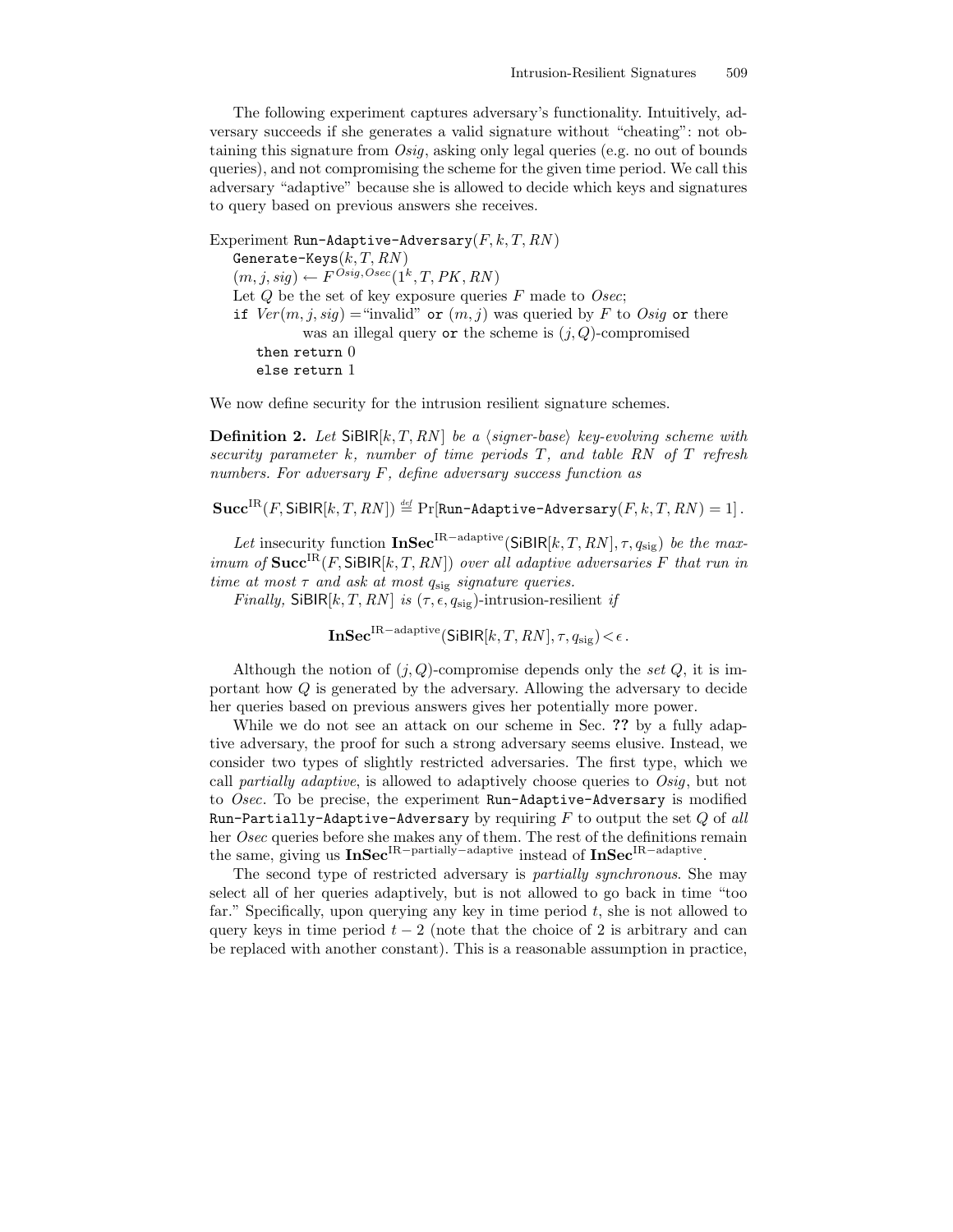The following experiment captures adversary's functionality. Intuitively, adversary succeeds if she generates a valid signature without "cheating": not obtaining this signature from *Osig*, asking only legal queries (e.g. no out of bounds queries), and not compromising the scheme for the given time period. We call this adversary "adaptive" because she is allowed to decide which keys and signatures to query based on previous answers she receives.

```
Experiment Run-Adaptive-Adversary(F, k, T, RN)
    Generate-Keys(k, T, RN)
    (m, j, sig) ← F^{Osig,Osec}(1^k, T, PK, RN)
    Let Q be the set of key exposure queries F made to Osec;
    if Ver(m, j, sig) = "invalid" or (m, j) was queried by F to Osig or there
            was an illegal query or the scheme is (j, Q)-compromised
        then return 0
        else return 1
```

We now define security for the intrusion resilient signature schemes.

**Definition 2.** *Let* $\mathsf{SiBIR}[k,T,RN]$ *be a* ⟨*signer-base*⟩ *key-evolving scheme with security parameter* $k$*, number of time periods* $T$*, and table* $RN$ *of* $T$ *refresh numbers. For adversary* $F$*, define adversary success function as*

$$\mathbf{Succ}^{\mathrm{IR}}(F, \mathsf{SiBIR}[k,T,RN]) \stackrel{def}{=} \Pr[\texttt{Run-Adaptive-Adversary}(F,k,T,RN) = 1]\,.$$

*Let* insecurity function $\mathbf{InSec}^{\mathrm{IR-adaptive}}(\mathsf{SiBIR}[k,T,RN], \tau, q_{\mathrm{sig}})$ *be the maximum of* $\mathbf{Succ}^{\mathrm{IR}}(F, \mathsf{SiBIR}[k,T,RN])$ *over all adaptive adversaries* $F$ *that run in time at most* $\tau$ *and ask at most* $q_{\mathrm{sig}}$ *signature queries.*

*Finally,* $\mathsf{SiBIR}[k,T,RN]$ *is* $(\tau, \epsilon, q_{\mathrm{sig}})$-intrusion-resilient *if*

$$\mathbf{InSec}^{\mathrm{IR-adaptive}}(\mathsf{SiBIR}[k,T,RN], \tau, q_{\mathrm{sig}}) < \epsilon\,.$$

Although the notion of $(j,Q)$-compromise depends only the *set* $Q$, it is important how $Q$ is generated by the adversary. Allowing the adversary to decide her queries based on previous answers gives her potentially more power.

While we do not see an attack on our scheme in Sec. **??** by a fully adaptive adversary, the proof for such a strong adversary seems elusive. Instead, we consider two types of slightly restricted adversaries. The first type, which we call *partially adaptive*, is allowed to adaptively choose queries to *Osig*, but not to *Osec*. To be precise, the experiment `Run-Adaptive-Adversary` is modified `Run-Partially-Adaptive-Adversary` by requiring $F$ to output the set $Q$ of *all* her *Osec* queries before she makes any of them. The rest of the definitions remain the same, giving us $\mathbf{InSec}^{\mathrm{IR-partially-adaptive}}$ instead of $\mathbf{InSec}^{\mathrm{IR-adaptive}}$.

The second type of restricted adversary is *partially synchronous*. She may select all of her queries adaptively, but is not allowed to go back in time "too far." Specifically, upon querying any key in time period $t$, she is not allowed to query keys in time period $t-2$ (note that the choice of 2 is arbitrary and can be replaced with another constant). This is a reasonable assumption in practice,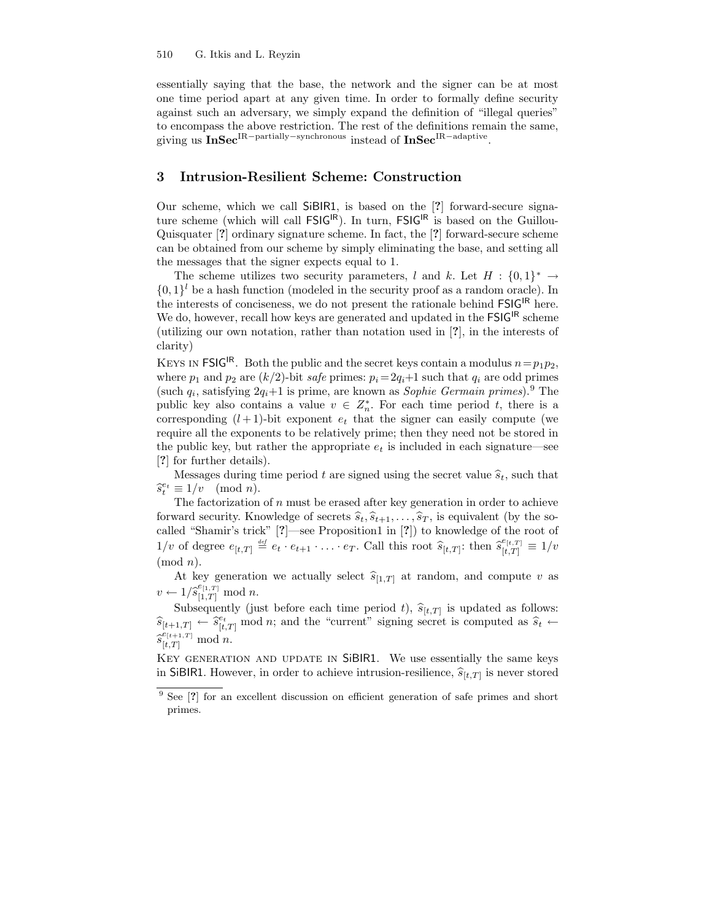essentially saying that the base, the network and the signer can be at most one time period apart at any given time. In order to formally define security against such an adversary, we simply expand the definition of "illegal queries" to encompass the above restriction. The rest of the definitions remain the same, giving us $\mathbf{InSec}^{\text{IR-partially-synchronous}}$ instead of $\mathbf{InSec}^{\text{IR-adaptive}}$.

## 3 Intrusion-Resilient Scheme: Construction

Our scheme, which we call SiBIR1, is based on the [?] forward-secure signature scheme (which will call $\mathsf{FSIG}^{\mathsf{IR}}$). In turn, $\mathsf{FSIG}^{\mathsf{IR}}$ is based on the Guillou-Quisquater [?] ordinary signature scheme. In fact, the [?] forward-secure scheme can be obtained from our scheme by simply eliminating the base, and setting all the messages that the signer expects equal to 1.

The scheme utilizes two security parameters, $l$ and $k$. Let $H : \{0,1\}^* \rightarrow \{0,1\}^l$ be a hash function (modeled in the security proof as a random oracle). In the interests of conciseness, we do not present the rationale behind $\mathsf{FSIG}^{\mathsf{IR}}$ here. We do, however, recall how keys are generated and updated in the $\mathsf{FSIG}^{\mathsf{IR}}$ scheme (utilizing our own notation, rather than notation used in [?], in the interests of clarity)

Keys in $\mathsf{FSIG}^{\mathsf{IR}}$. Both the public and the secret keys contain a modulus $n = p_1 p_2$, where $p_1$ and $p_2$ are $(k/2)$-bit *safe* primes: $p_i = 2q_i + 1$ such that $q_i$ are odd primes (such $q_i$, satisfying $2q_i + 1$ is prime, are known as *Sophie Germain primes*).[9] The public key also contains a value $v \in Z_n^*$. For each time period $t$, there is a corresponding $(l+1)$-bit exponent $e_t$ that the signer can easily compute (we require all the exponents to be relatively prime; then they need not be stored in the public key, but rather the appropriate $e_t$ is included in each signature—see [?] for further details).

Messages during time period $t$ are signed using the secret value $\widehat{s}_t$, such that $\widehat{s}_t^{e_t} \equiv 1/v \pmod{n}$.

The factorization of $n$ must be erased after key generation in order to achieve forward security. Knowledge of secrets $\widehat{s}_t, \widehat{s}_{t+1}, \ldots, \widehat{s}_T$, is equivalent (by the so-called "Shamir's trick" [?]—see Proposition1 in [?]) to knowledge of the root of $1/v$ of degree $e_{[t,T]} \stackrel{def}{=} e_t \cdot e_{t+1} \cdot \ldots \cdot e_T$. Call this root $\widehat{s}_{[t,T]}$: then $\widehat{s}_{[t,T]}^{e_{[t,T]}} \equiv 1/v \pmod{n}$.

At key generation we actually select $\widehat{s}_{[1,T]}$ at random, and compute $v$ as $v \leftarrow 1/\widehat{s}_{[1,T]}^{e_{[1,T]}} \bmod n$.

Subsequently (just before each time period $t$), $\widehat{s}_{[t,T]}$ is updated as follows: $\widehat{s}_{[t+1,T]} \leftarrow \widehat{s}_{[t,T]}^{e_t} \bmod n$; and the "current" signing secret is computed as $\widehat{s}_t \leftarrow \widehat{s}_{[t,T]}^{e_{[t+1,T]}} \bmod n$.

Key generation and update in SiBIR1. We use essentially the same keys in SiBIR1. However, in order to achieve intrusion-resilience, $\widehat{s}_{[t,T]}$ is never stored

[9] See [?] for an excellent discussion on efficient generation of safe primes and short primes.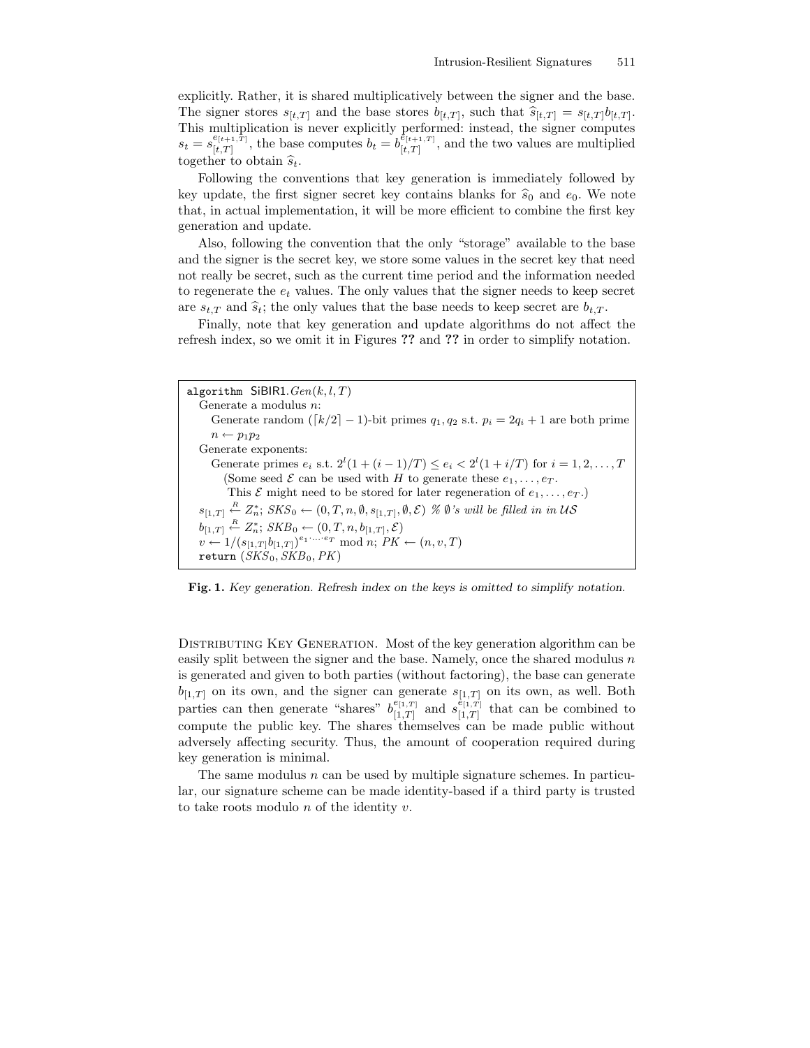explicitly. Rather, it is shared multiplicatively between the signer and the base. The signer stores $s_{[t,T]}$ and the base stores $b_{[t,T]}$, such that $\widehat{s}_{[t,T]} = s_{[t,T]} b_{[t,T]}$. This multiplication is never explicitly performed: instead, the signer computes $s_t = s_{[t,T]}^{e_{[t+1,T]}}$, the base computes $b_t = b_{[t,T]}^{e_{[t+1,T]}}$, and the two values are multiplied together to obtain $\widehat{s}_t$.

Following the conventions that key generation is immediately followed by key update, the first signer secret key contains blanks for $\widehat{s}_0$ and $e_0$. We note that, in actual implementation, it will be more efficient to combine the first key generation and update.

Also, following the convention that the only "storage" available to the base and the signer is the secret key, we store some values in the secret key that need not really be secret, such as the current time period and the information needed to regenerate the $e_t$ values. The only values that the signer needs to keep secret are $s_{t,T}$ and $\widehat{s}_t$; the only values that the base needs to keep secret are $b_{t,T}$.

Finally, note that key generation and update algorithms do not affect the refresh index, so we omit it in Figures **??** and **??** in order to simplify notation.

```
algorithm SiBIR1.Gen(k, l, T)
  Generate a modulus n:
    Generate random (⌈k/2⌉ − 1)-bit primes q_1, q_2 s.t. p_i = 2q_i + 1 are both prime
    n ← p_1 p_2
  Generate exponents:
    Generate primes e_i s.t. 2^l(1 + (i − 1)/T) ≤ e_i < 2^l(1 + i/T) for i = 1, 2, ..., T
      (Some seed ℰ can be used with H to generate these e_1, ..., e_T.
       This ℰ might need to be stored for later regeneration of e_1, ..., e_T.)
  s_[1,T] ←R Z*_n; SKS_0 ← (0, T, n, ∅, s_[1,T], ∅, ℰ) % ∅'s will be filled in in US
  b_[1,T] ←R Z*_n; SKB_0 ← (0, T, n, b_[1,T], ℰ)
  v ← 1/(s_[1,T] b_[1,T])^(e_1·...·e_T) mod n; PK ← (n, v, T)
  return (SKS_0, SKB_0, PK)
```

**Fig. 1.** *Key generation. Refresh index on the keys is omitted to simplify notation.*

Distributing Key Generation. Most of the key generation algorithm can be easily split between the signer and the base. Namely, once the shared modulus $n$ is generated and given to both parties (without factoring), the base can generate $b_{[1,T]}$ on its own, and the signer can generate $s_{[1,T]}$ on its own, as well. Both parties can then generate "shares" $b_{[1,T]}^{e_{[1,T]}}$ and $s_{[1,T]}^{e_{[1,T]}}$ that can be combined to compute the public key. The shares themselves can be made public without adversely affecting security. Thus, the amount of cooperation required during key generation is minimal.

The same modulus $n$ can be used by multiple signature schemes. In particular, our signature scheme can be made identity-based if a third party is trusted to take roots modulo $n$ of the identity $v$.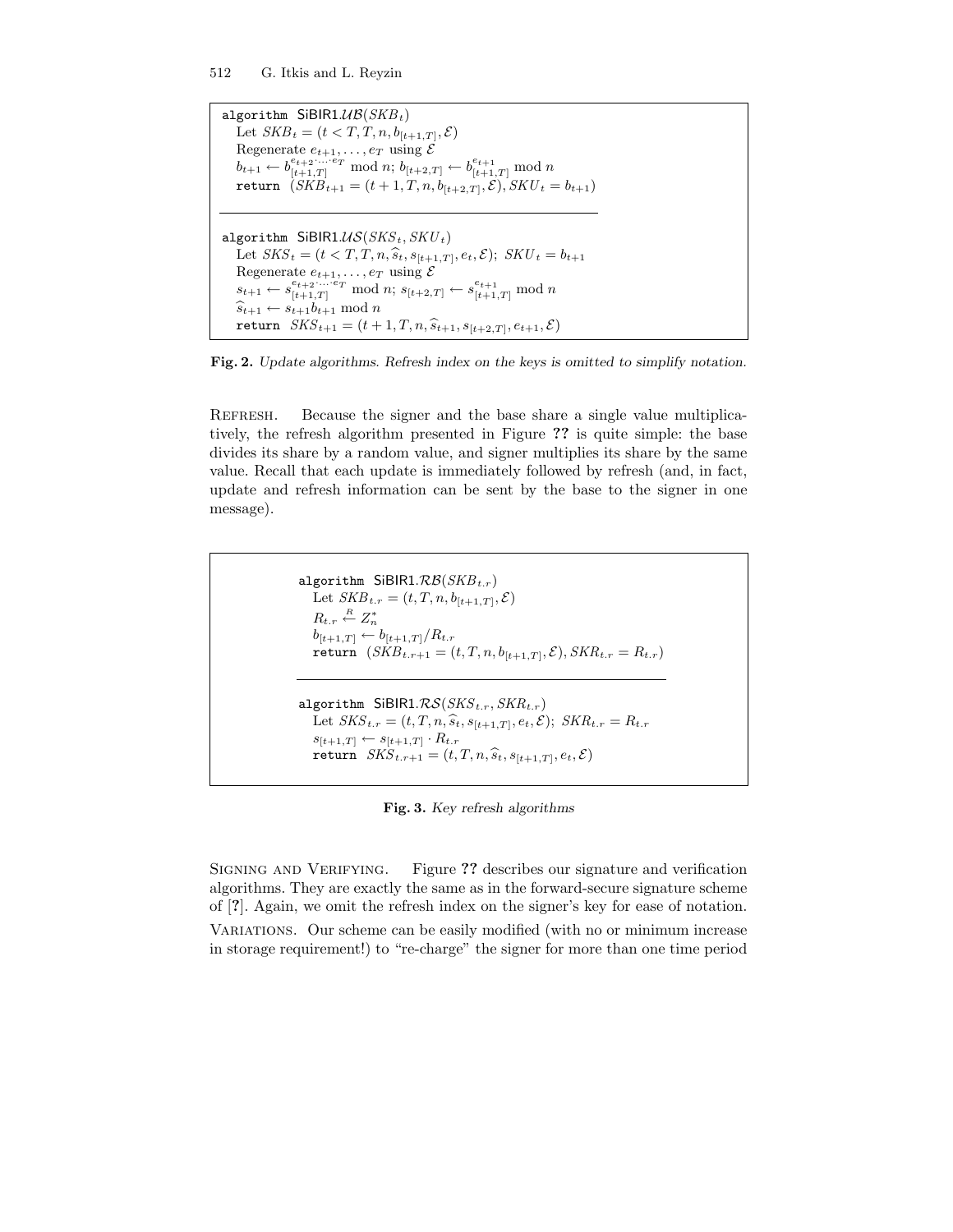```
algorithm SiBIR1.UB(SKB_t)
   Let SKB_t = (t < T, T, n, b_[t+1,T], E)
   Regenerate e_{t+1}, ..., e_T using E
   b_{t+1} ← b_[t+1,T]^{e_{t+2}·...·e_T} mod n; b_[t+2,T] ← b_[t+1,T]^{e_{t+1}} mod n
   return (SKB_{t+1} = (t+1, T, n, b_[t+2,T], E), SKU_t = b_{t+1})
```

```
algorithm SiBIR1.US(SKS_t, SKU_t)
   Let SKS_t = (t < T, T, n, ŝ_t, s_[t+1,T], e_t, E); SKU_t = b_{t+1}
   Regenerate e_{t+1}, ..., e_T using E
   s_{t+1} ← s_[t+1,T]^{e_{t+2}·...·e_T} mod n; s_[t+2,T] ← s_[t+1,T]^{e_{t+1}} mod n
   ŝ_{t+1} ← s_{t+1} b_{t+1} mod n
   return SKS_{t+1} = (t+1, T, n, ŝ_{t+1}, s_[t+2,T], e_{t+1}, E)
```

**Fig. 2.** *Update algorithms. Refresh index on the keys is omitted to simplify notation.*

Refresh. Because the signer and the base share a single value multiplicatively, the refresh algorithm presented in Figure **??** is quite simple: the base divides its share by a random value, and signer multiplies its share by the same value. Recall that each update is immediately followed by refresh (and, in fact, update and refresh information can be sent by the base to the signer in one message).

```
algorithm SiBIR1.RB(SKB_{t.r})
   Let SKB_{t.r} = (t, T, n, b_[t+1,T], E)
   R_{t.r} ←R Z_n^*
   b_[t+1,T] ← b_[t+1,T] / R_{t.r}
   return (SKB_{t.r+1} = (t, T, n, b_[t+1,T], E), SKR_{t.r} = R_{t.r})
```

```
algorithm SiBIR1.RS(SKS_{t.r}, SKR_{t.r})
   Let SKS_{t.r} = (t, T, n, ŝ_t, s_[t+1,T], e_t, E); SKR_{t.r} = R_{t.r}
   s_[t+1,T] ← s_[t+1,T] · R_{t.r}
   return SKS_{t.r+1} = (t, T, n, ŝ_t, s_[t+1,T], e_t, E)
```

**Fig. 3.** *Key refresh algorithms*

Signing and Verifying. Figure **??** describes our signature and verification algorithms. They are exactly the same as in the forward-secure signature scheme of [**?**]. Again, we omit the refresh index on the signer's key for ease of notation.

Variations. Our scheme can be easily modified (with no or minimum increase in storage requirement!) to "re-charge" the signer for more than one time period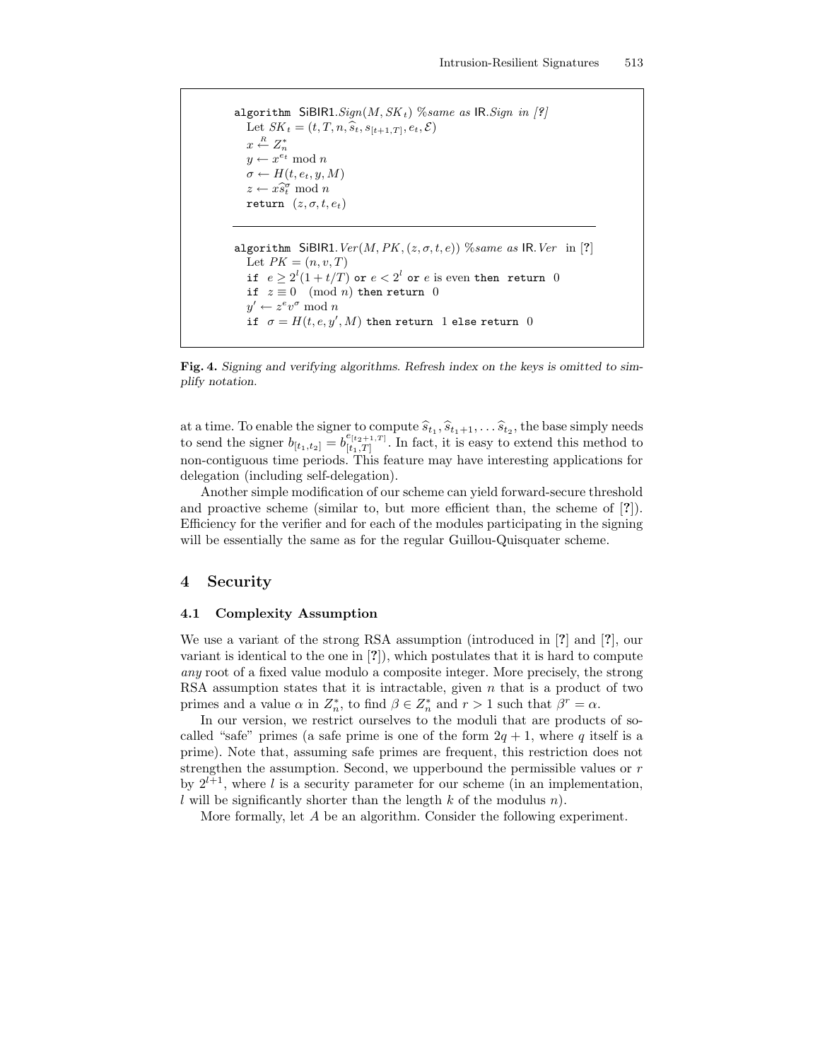```
algorithm SiBIR1.Sign(M, SK_t) %same as IR.Sign in [?]
  Let SK_t = (t, T, n, ŝ_t, s_[t+1,T], e_t, ℰ)
  x ←R Z*_n
  y ← x^{e_t} mod n
  σ ← H(t, e_t, y, M)
  z ← x ŝ_t^σ mod n
  return (z, σ, t, e_t)
```

```
algorithm SiBIR1.Ver(M, PK, (z, σ, t, e)) %same as IR.Ver in [?]
  Let PK = (n, v, T)
  if e ≥ 2^l(1 + t/T) or e < 2^l or e is even then return 0
  if z ≡ 0 (mod n) then return 0
  y' ← z^e v^σ mod n
  if σ = H(t, e, y', M) then return 1 else return 0
```

**Fig. 4.** *Signing and verifying algorithms. Refresh index on the keys is omitted to simplify notation.*

at a time. To enable the signer to compute $\widehat{s}_{t_1}, \widehat{s}_{t_1+1}, \ldots \widehat{s}_{t_2}$, the base simply needs to send the signer $b_{[t_1,t_2]} = b_{[t_1,T]}^{e_{[t_2+1,T]}}$. In fact, it is easy to extend this method to non-contiguous time periods. This feature may have interesting applications for delegation (including self-delegation).

Another simple modification of our scheme can yield forward-secure threshold and proactive scheme (similar to, but more efficient than, the scheme of [?]). Efficiency for the verifier and for each of the modules participating in the signing will be essentially the same as for the regular Guillou-Quisquater scheme.

## 4 Security

### 4.1 Complexity Assumption

We use a variant of the strong RSA assumption (introduced in [?] and [?], our variant is identical to the one in [?]), which postulates that it is hard to compute *any* root of a fixed value modulo a composite integer. More precisely, the strong RSA assumption states that it is intractable, given $n$ that is a product of two primes and a value $\alpha$ in $Z_n^*$, to find $\beta \in Z_n^*$ and $r > 1$ such that $\beta^r = \alpha$.

In our version, we restrict ourselves to the moduli that are products of so-called "safe" primes (a safe prime is one of the form $2q + 1$, where $q$ itself is a prime). Note that, assuming safe primes are frequent, this restriction does not strengthen the assumption. Second, we upperbound the permissible values or $r$ by $2^{l+1}$, where $l$ is a security parameter for our scheme (in an implementation, $l$ will be significantly shorter than the length $k$ of the modulus $n$).

More formally, let $A$ be an algorithm. Consider the following experiment.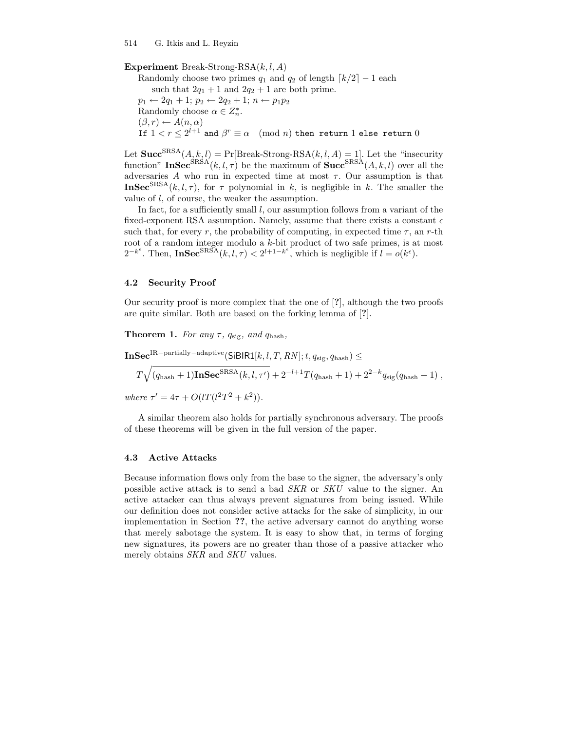**Experiment** Break-Strong-RSA$(k, l, A)$

Randomly choose two primes $q_1$ and $q_2$ of length $\lceil k/2 \rceil - 1$ each
such that $2q_1 + 1$ and $2q_2 + 1$ are both prime.
$p_1 \leftarrow 2q_1 + 1$; $p_2 \leftarrow 2q_2 + 1$; $n \leftarrow p_1 p_2$
Randomly choose $\alpha \in Z_n^*$.
$(\beta, r) \leftarrow A(n, \alpha)$
If $1 < r \le 2^{l+1}$ and $\beta^r \equiv \alpha \pmod{n}$ then return 1 else return 0

Let $\mathbf{Succ}^{\mathrm{SRSA}}(A, k, l) = \Pr[\text{Break-Strong-RSA}(k, l, A) = 1]$. Let the "insecurity function" $\mathbf{InSec}^{\mathrm{SRSA}}(k, l, \tau)$ be the maximum of $\mathbf{Succ}^{\mathrm{SRSA}}(A, k, l)$ over all the adversaries $A$ who run in expected time at most $\tau$. Our assumption is that $\mathbf{InSec}^{\mathrm{SRSA}}(k, l, \tau)$, for $\tau$ polynomial in $k$, is negligible in $k$. The smaller the value of $l$, of course, the weaker the assumption.

In fact, for a sufficiently small $l$, our assumption follows from a variant of the fixed-exponent RSA assumption. Namely, assume that there exists a constant $\epsilon$ such that, for every $r$, the probability of computing, in expected time $\tau$, an $r$-th root of a random integer modulo a $k$-bit product of two safe primes, is at most $2^{-k^\epsilon}$. Then, $\mathbf{InSec}^{\mathrm{SRSA}}(k, l, \tau) < 2^{l+1-k^\epsilon}$, which is negligible if $l = o(k^\epsilon)$.

### 4.2 Security Proof

Our security proof is more complex that the one of [?], although the two proofs are quite similar. Both are based on the forking lemma of [?].

**Theorem 1.** *For any $\tau$, $q_{\mathrm{sig}}$, and $q_{\mathrm{hash}}$,*

$$\mathbf{InSec}^{\mathrm{IR-partially-adaptive}}(\mathsf{SiBIR1}[k, l, T, RN]; t, q_{\mathrm{sig}}, q_{\mathrm{hash}}) \le$$
$$T\sqrt{(q_{\mathrm{hash}} + 1)\mathbf{InSec}^{\mathrm{SRSA}}(k, l, \tau')} + 2^{-l+1}T(q_{\mathrm{hash}} + 1) + 2^{2-k}q_{\mathrm{sig}}(q_{\mathrm{hash}} + 1) \,,$$

*where $\tau' = 4\tau + O(lT(l^2T^2 + k^2))$.*

A similar theorem also holds for partially synchronous adversary. The proofs of these theorems will be given in the full version of the paper.

### 4.3 Active Attacks

Because information flows only from the base to the signer, the adversary's only possible active attack is to send a bad *SKR* or *SKU* value to the signer. An active attacker can thus always prevent signatures from being issued. While our definition does not consider active attacks for the sake of simplicity, in our implementation in Section **??**, the active adversary cannot do anything worse that merely sabotage the system. It is easy to show that, in terms of forging new signatures, its powers are no greater than those of a passive attacker who merely obtains *SKR* and *SKU* values.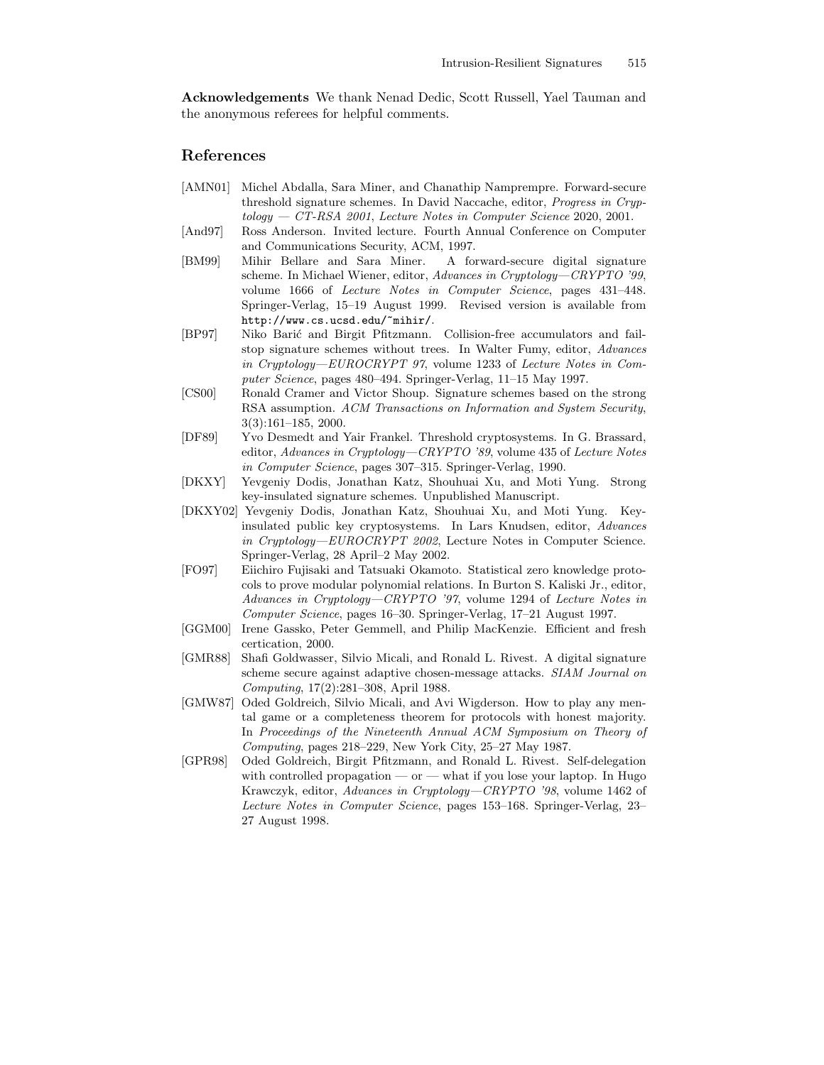**Acknowledgements** We thank Nenad Dedic, Scott Russell, Yael Tauman and the anonymous referees for helpful comments.

## References

[AMN01] Michel Abdalla, Sara Miner, and Chanathip Namprempre. Forward-secure threshold signature schemes. In David Naccache, editor, *Progress in Cryptology — CT-RSA 2001*, *Lecture Notes in Computer Science* 2020, 2001.

[And97] Ross Anderson. Invited lecture. Fourth Annual Conference on Computer and Communications Security, ACM, 1997.

[BM99] Mihir Bellare and Sara Miner. A forward-secure digital signature scheme. In Michael Wiener, editor, *Advances in Cryptology—CRYPTO '99*, volume 1666 of *Lecture Notes in Computer Science*, pages 431–448. Springer-Verlag, 15–19 August 1999. Revised version is available from `http://www.cs.ucsd.edu/~mihir/`.

[BP97] Niko Barić and Birgit Pfitzmann. Collision-free accumulators and fail-stop signature schemes without trees. In Walter Fumy, editor, *Advances in Cryptology—EUROCRYPT 97*, volume 1233 of *Lecture Notes in Computer Science*, pages 480–494. Springer-Verlag, 11–15 May 1997.

[CS00] Ronald Cramer and Victor Shoup. Signature schemes based on the strong RSA assumption. *ACM Transactions on Information and System Security*, 3(3):161–185, 2000.

[DF89] Yvo Desmedt and Yair Frankel. Threshold cryptosystems. In G. Brassard, editor, *Advances in Cryptology—CRYPTO '89*, volume 435 of *Lecture Notes in Computer Science*, pages 307–315. Springer-Verlag, 1990.

[DKXY] Yevgeniy Dodis, Jonathan Katz, Shouhuai Xu, and Moti Yung. Strong key-insulated signature schemes. Unpublished Manuscript.

[DKXY02] Yevgeniy Dodis, Jonathan Katz, Shouhuai Xu, and Moti Yung. Key-insulated public key cryptosystems. In Lars Knudsen, editor, *Advances in Cryptology—EUROCRYPT 2002*, Lecture Notes in Computer Science. Springer-Verlag, 28 April–2 May 2002.

[FO97] Eiichiro Fujisaki and Tatsuaki Okamoto. Statistical zero knowledge protocols to prove modular polynomial relations. In Burton S. Kaliski Jr., editor, *Advances in Cryptology—CRYPTO '97*, volume 1294 of *Lecture Notes in Computer Science*, pages 16–30. Springer-Verlag, 17–21 August 1997.

[GGM00] Irene Gassko, Peter Gemmell, and Philip MacKenzie. Efficient and fresh certication, 2000.

[GMR88] Shafi Goldwasser, Silvio Micali, and Ronald L. Rivest. A digital signature scheme secure against adaptive chosen-message attacks. *SIAM Journal on Computing*, 17(2):281–308, April 1988.

[GMW87] Oded Goldreich, Silvio Micali, and Avi Wigderson. How to play any mental game or a completeness theorem for protocols with honest majority. In *Proceedings of the Nineteenth Annual ACM Symposium on Theory of Computing*, pages 218–229, New York City, 25–27 May 1987.

[GPR98] Oded Goldreich, Birgit Pfitzmann, and Ronald L. Rivest. Self-delegation with controlled propagation — or — what if you lose your laptop. In Hugo Krawczyk, editor, *Advances in Cryptology—CRYPTO '98*, volume 1462 of *Lecture Notes in Computer Science*, pages 153–168. Springer-Verlag, 23–27 August 1998.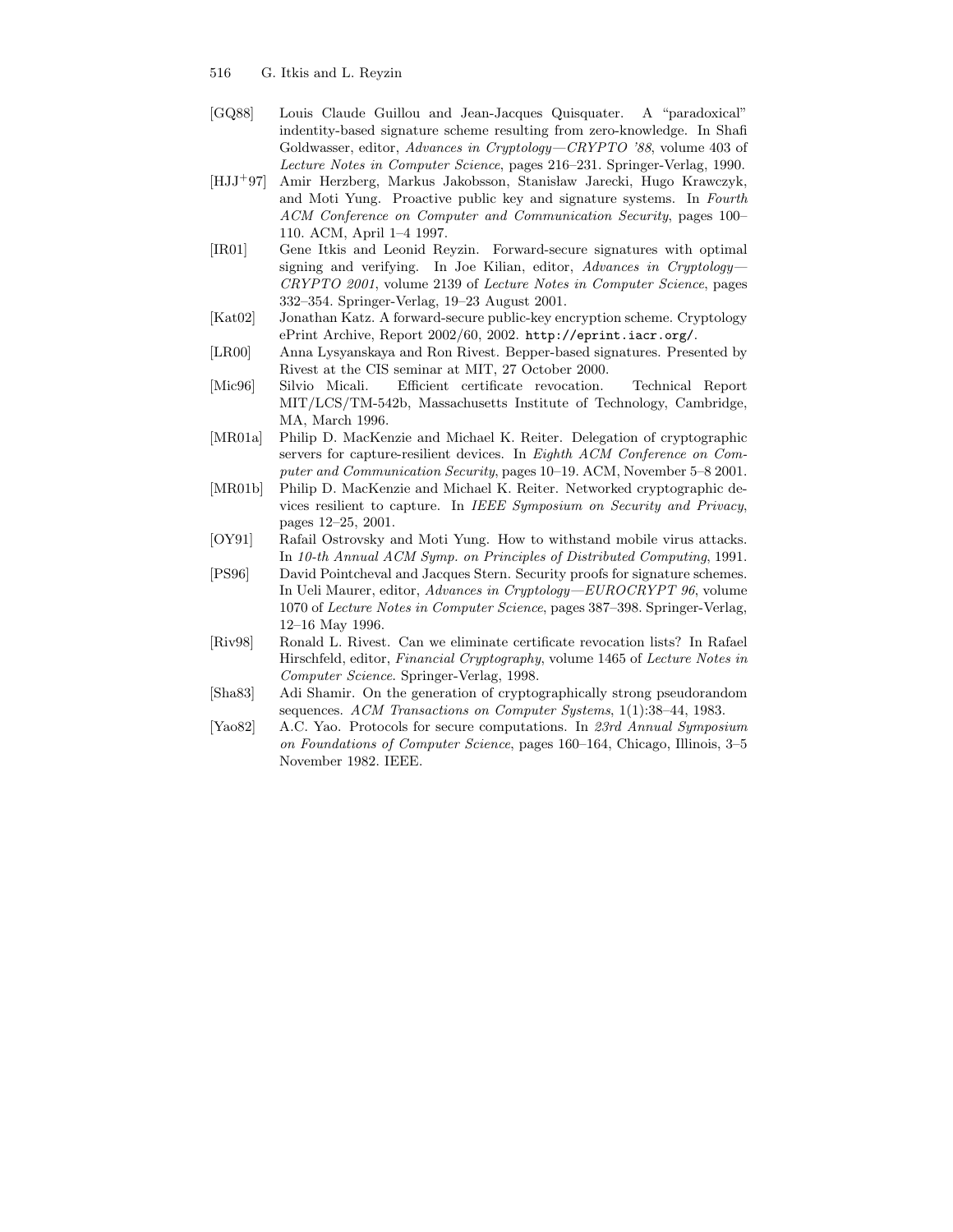[GQ88] Louis Claude Guillou and Jean-Jacques Quisquater. A "paradoxical" indentity-based signature scheme resulting from zero-knowledge. In Shafi Goldwasser, editor, *Advances in Cryptology—CRYPTO '88*, volume 403 of *Lecture Notes in Computer Science*, pages 216–231. Springer-Verlag, 1990.

[HJJ+97] Amir Herzberg, Markus Jakobsson, Stanisław Jarecki, Hugo Krawczyk, and Moti Yung. Proactive public key and signature systems. In *Fourth ACM Conference on Computer and Communication Security*, pages 100–110. ACM, April 1–4 1997.

[IR01] Gene Itkis and Leonid Reyzin. Forward-secure signatures with optimal signing and verifying. In Joe Kilian, editor, *Advances in Cryptology—CRYPTO 2001*, volume 2139 of *Lecture Notes in Computer Science*, pages 332–354. Springer-Verlag, 19–23 August 2001.

[Kat02] Jonathan Katz. A forward-secure public-key encryption scheme. Cryptology ePrint Archive, Report 2002/60, 2002. `http://eprint.iacr.org/`.

[LR00] Anna Lysyanskaya and Ron Rivest. Bepper-based signatures. Presented by Rivest at the CIS seminar at MIT, 27 October 2000.

[Mic96] Silvio Micali. Efficient certificate revocation. Technical Report MIT/LCS/TM-542b, Massachusetts Institute of Technology, Cambridge, MA, March 1996.

[MR01a] Philip D. MacKenzie and Michael K. Reiter. Delegation of cryptographic servers for capture-resilient devices. In *Eighth ACM Conference on Computer and Communication Security*, pages 10–19. ACM, November 5–8 2001.

[MR01b] Philip D. MacKenzie and Michael K. Reiter. Networked cryptographic devices resilient to capture. In *IEEE Symposium on Security and Privacy*, pages 12–25, 2001.

[OY91] Rafail Ostrovsky and Moti Yung. How to withstand mobile virus attacks. In *10-th Annual ACM Symp. on Principles of Distributed Computing*, 1991.

[PS96] David Pointcheval and Jacques Stern. Security proofs for signature schemes. In Ueli Maurer, editor, *Advances in Cryptology—EUROCRYPT 96*, volume 1070 of *Lecture Notes in Computer Science*, pages 387–398. Springer-Verlag, 12–16 May 1996.

[Riv98] Ronald L. Rivest. Can we eliminate certificate revocation lists? In Rafael Hirschfeld, editor, *Financial Cryptography*, volume 1465 of *Lecture Notes in Computer Science*. Springer-Verlag, 1998.

[Sha83] Adi Shamir. On the generation of cryptographically strong pseudorandom sequences. *ACM Transactions on Computer Systems*, 1(1):38–44, 1983.

[Yao82] A.C. Yao. Protocols for secure computations. In *23rd Annual Symposium on Foundations of Computer Science*, pages 160–164, Chicago, Illinois, 3–5 November 1982. IEEE.